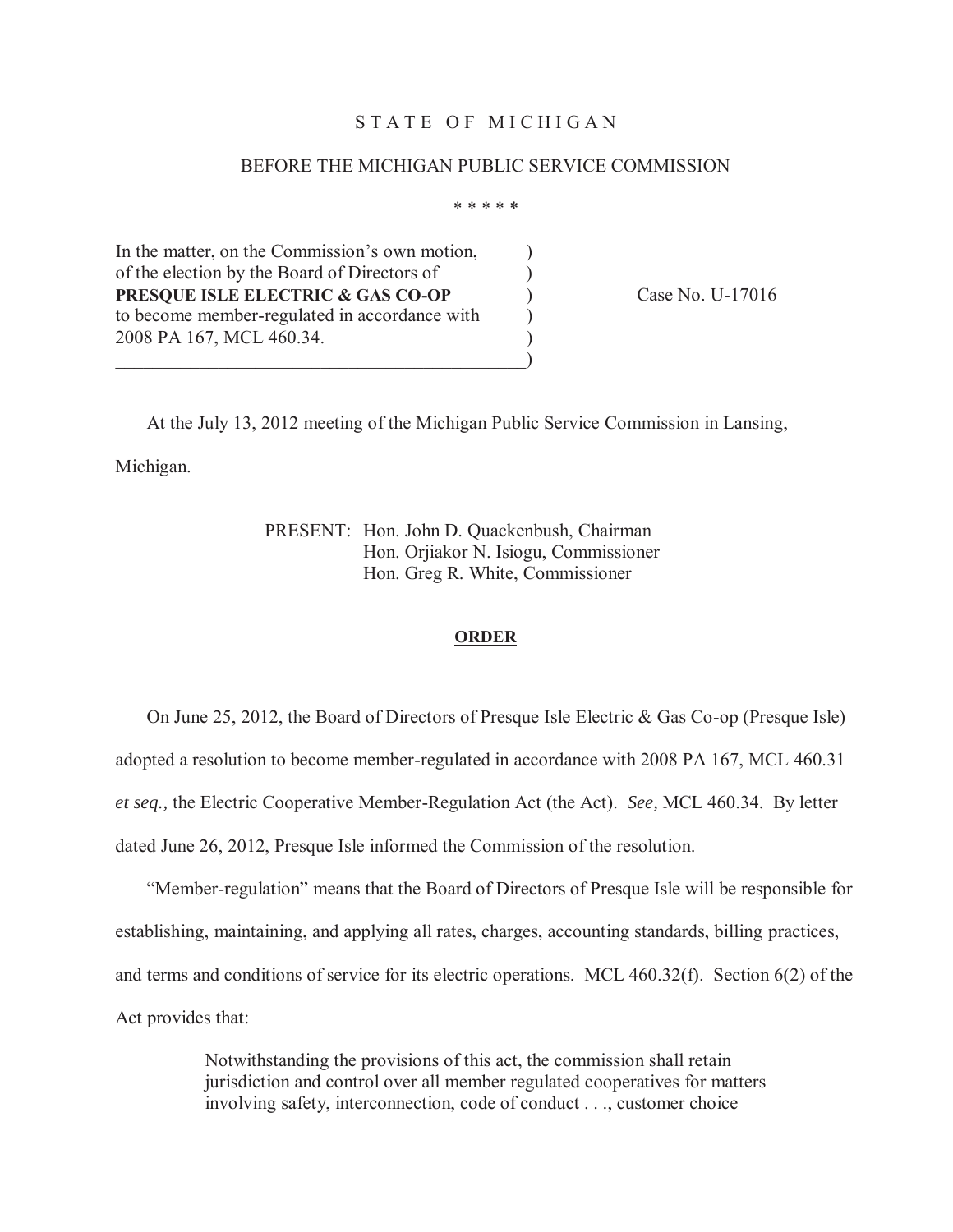STATE OF MICHIGAN

BEFORE THE MICHIGAN PUBLIC SERVICE COMMISSION

\* \* \* \* \*

In the matter, on the Commission's own motion, of the election by the Board of Directors of **PRESQUE ISLE ELECTRIC & GAS CO-OP** to become member-regulated in accordance with 2008 PA 167, MCL 460.34.

Case No. U-17016

At the July 13, 2012 meeting of the Michigan Public Service Commission in Lansing, Michigan.

PRESENT: Hon. John D. Quackenbush, Chairman
Hon. Orjiakor N. Isiogu, Commissioner
Hon. Greg R. White, Commissioner

**ORDER**

On June 25, 2012, the Board of Directors of Presque Isle Electric & Gas Co-op (Presque Isle) adopted a resolution to become member-regulated in accordance with 2008 PA 167, MCL 460.31 *et seq.,* the Electric Cooperative Member-Regulation Act (the Act). *See,* MCL 460.34. By letter dated June 26, 2012, Presque Isle informed the Commission of the resolution.

"Member-regulation" means that the Board of Directors of Presque Isle will be responsible for establishing, maintaining, and applying all rates, charges, accounting standards, billing practices, and terms and conditions of service for its electric operations. MCL 460.32(f). Section 6(2) of the Act provides that:

> Notwithstanding the provisions of this act, the commission shall retain jurisdiction and control over all member regulated cooperatives for matters involving safety, interconnection, code of conduct . . ., customer choice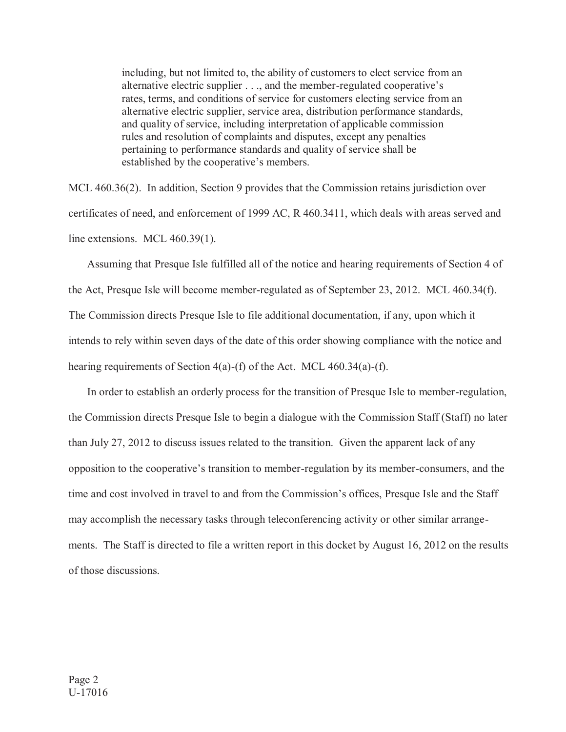> including, but not limited to, the ability of customers to elect service from an alternative electric supplier . . ., and the member-regulated cooperative's rates, terms, and conditions of service for customers electing service from an alternative electric supplier, service area, distribution performance standards, and quality of service, including interpretation of applicable commission rules and resolution of complaints and disputes, except any penalties pertaining to performance standards and quality of service shall be established by the cooperative's members.

MCL 460.36(2). In addition, Section 9 provides that the Commission retains jurisdiction over certificates of need, and enforcement of 1999 AC, R 460.3411, which deals with areas served and line extensions. MCL 460.39(1).

Assuming that Presque Isle fulfilled all of the notice and hearing requirements of Section 4 of the Act, Presque Isle will become member-regulated as of September 23, 2012. MCL 460.34(f). The Commission directs Presque Isle to file additional documentation, if any, upon which it intends to rely within seven days of the date of this order showing compliance with the notice and hearing requirements of Section 4(a)-(f) of the Act. MCL 460.34(a)-(f).

In order to establish an orderly process for the transition of Presque Isle to member-regulation, the Commission directs Presque Isle to begin a dialogue with the Commission Staff (Staff) no later than July 27, 2012 to discuss issues related to the transition. Given the apparent lack of any opposition to the cooperative's transition to member-regulation by its member-consumers, and the time and cost involved in travel to and from the Commission's offices, Presque Isle and the Staff may accomplish the necessary tasks through teleconferencing activity or other similar arrangements. The Staff is directed to file a written report in this docket by August 16, 2012 on the results of those discussions.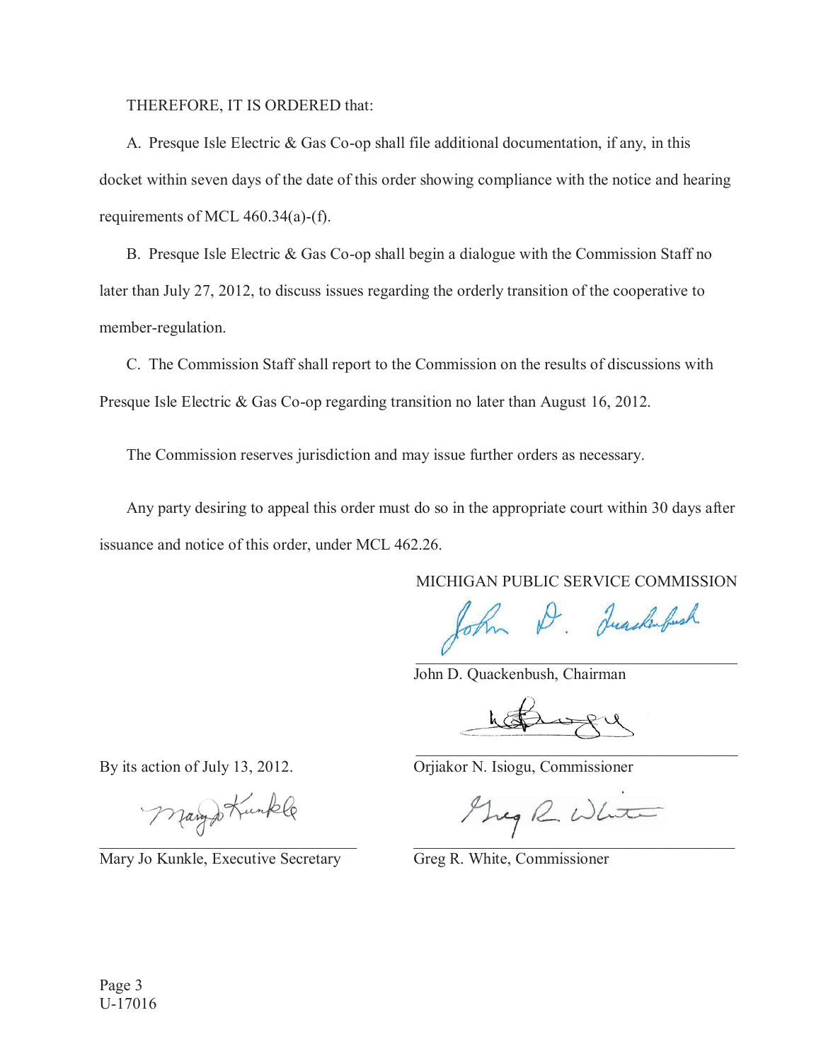THEREFORE, IT IS ORDERED that:

A. Presque Isle Electric & Gas Co-op shall file additional documentation, if any, in this docket within seven days of the date of this order showing compliance with the notice and hearing requirements of MCL 460.34(a)-(f).

B. Presque Isle Electric & Gas Co-op shall begin a dialogue with the Commission Staff no later than July 27, 2012, to discuss issues regarding the orderly transition of the cooperative to member-regulation.

C. The Commission Staff shall report to the Commission on the results of discussions with Presque Isle Electric & Gas Co-op regarding transition no later than August 16, 2012.

The Commission reserves jurisdiction and may issue further orders as necessary.

Any party desiring to appeal this order must do so in the appropriate court within 30 days after issuance and notice of this order, under MCL 462.26.

MICHIGAN PUBLIC SERVICE COMMISSION

John D. Quackenbush, Chairman

Orjiakor N. Isiogu, Commissioner

Greg R. White, Commissioner

By its action of July 13, 2012.

Mary Jo Kunkle, Executive Secretary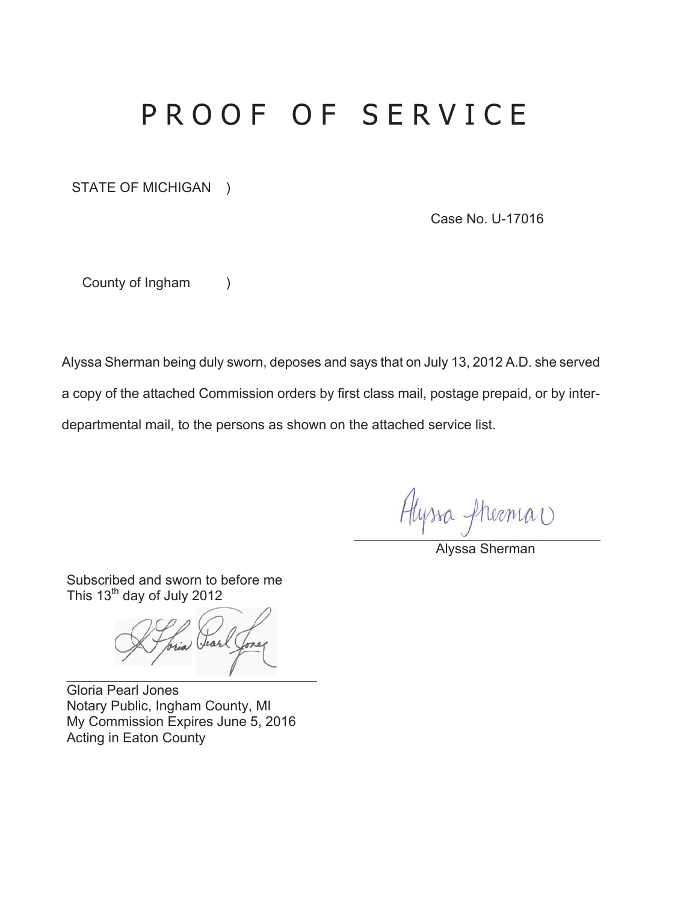# PROOF OF SERVICE

STATE OF MICHIGAN )

Case No. U-17016

County of Ingham )

Alyssa Sherman being duly sworn, deposes and says that on July 13, 2012 A.D. she served a copy of the attached Commission orders by first class mail, postage prepaid, or by inter-departmental mail, to the persons as shown on the attached service list.

Alyssa Sherman

\_\_\_\_\_\_\_\_\_\_\_\_\_\_\_\_\_\_\_\_\_\_\_\_\_\_\_\_\_\_\_\_

Alyssa Sherman

Subscribed and sworn to before me
This 13th day of July 2012

Gloria Pearl Jones

\_\_\_\_\_\_\_\_\_\_\_\_\_\_\_\_\_\_\_\_\_\_\_\_\_\_\_\_\_\_\_\_

Gloria Pearl Jones
Notary Public, Ingham County, MI
My Commission Expires June 5, 2016
Acting in Eaton County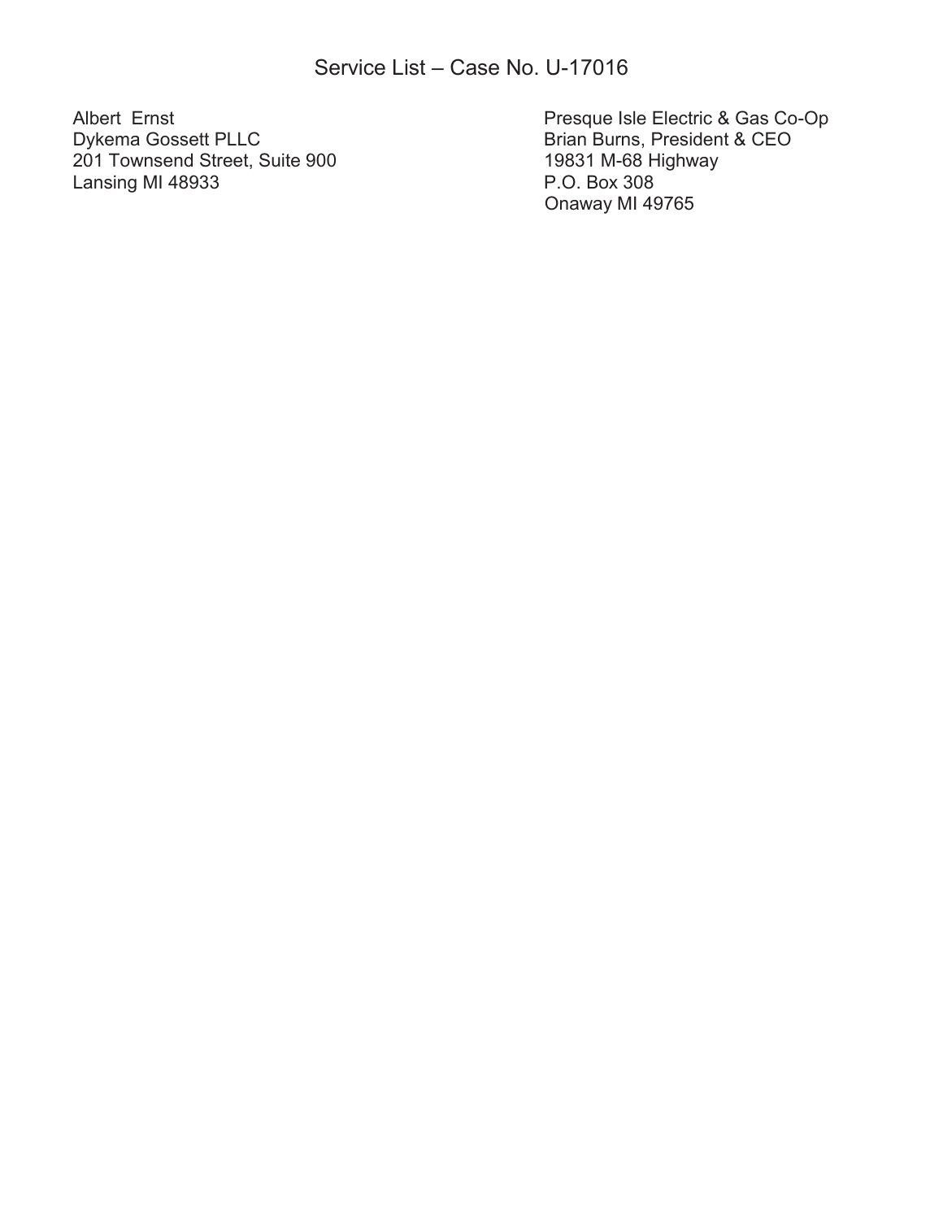# Service List – Case No. U-17016

Albert Ernst
Dykema Gossett PLLC
201 Townsend Street, Suite 900
Lansing MI 48933

Presque Isle Electric & Gas Co-Op
Brian Burns, President & CEO
19831 M-68 Highway
P.O. Box 308
Onaway MI 49765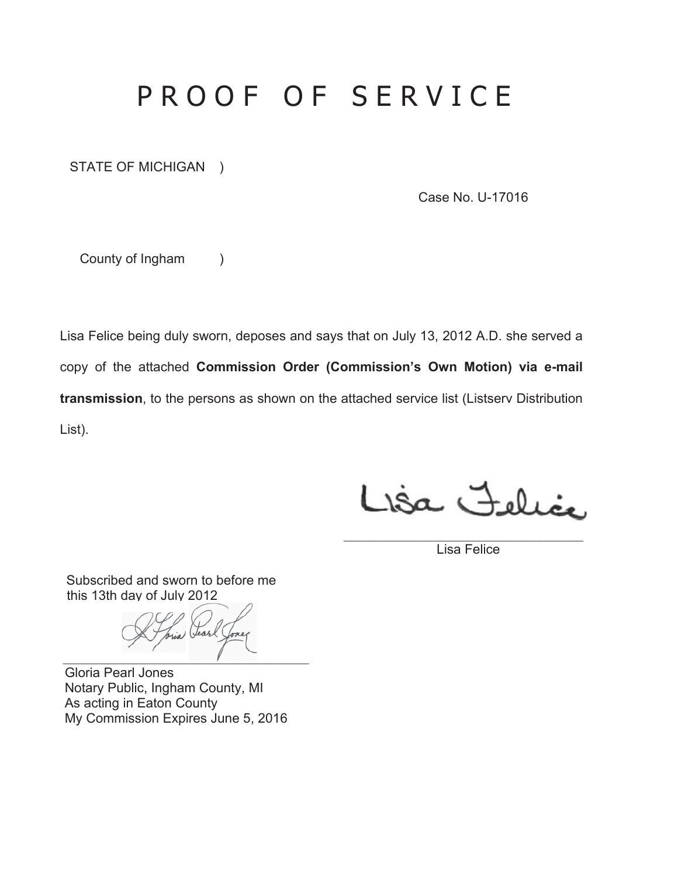# PROOF OF SERVICE

STATE OF MICHIGAN )

Case No. U-17016

County of Ingham )

Lisa Felice being duly sworn, deposes and says that on July 13, 2012 A.D. she served a copy of the attached **Commission Order (Commission's Own Motion) via e-mail transmission**, to the persons as shown on the attached service list (Listserv Distribution List).

Lisa Felice

Subscribed and sworn to before me
this 13th day of July 2012

Gloria Pearl Jones
Notary Public, Ingham County, MI
As acting in Eaton County
My Commission Expires June 5, 2016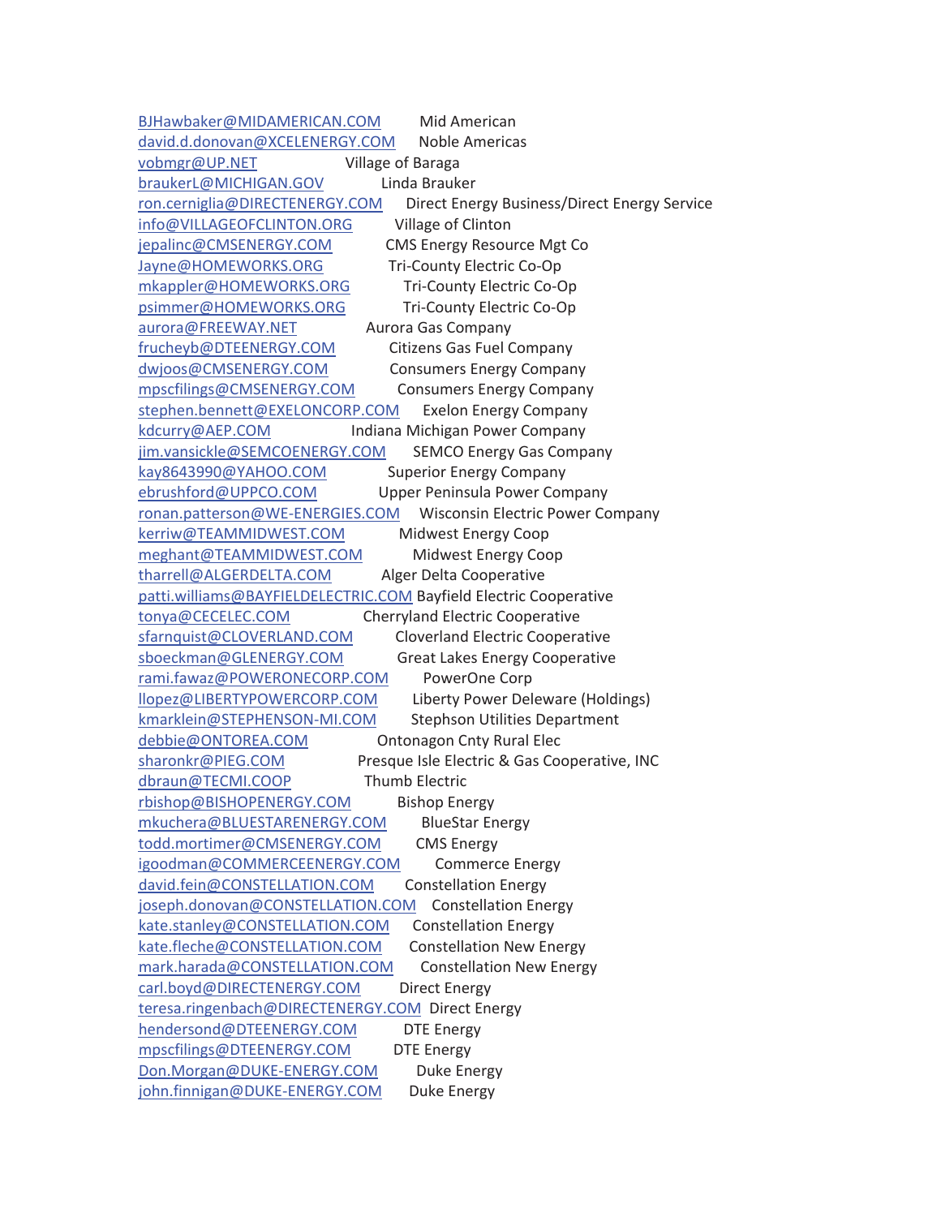BJHawbaker@MIDAMERICAN.COM Mid American
david.d.donovan@XCELENERGY.COM Noble Americas
vobmgr@UP.NET Village of Baraga
braukerL@MICHIGAN.GOV Linda Brauker
ron.cerniglia@DIRECTENERGY.COM Direct Energy Business/Direct Energy Service
info@VILLAGEOFCLINTON.ORG Village of Clinton
jepalinc@CMSENERGY.COM CMS Energy Resource Mgt Co
Jayne@HOMEWORKS.ORG Tri-County Electric Co-Op
mkappler@HOMEWORKS.ORG Tri-County Electric Co-Op
psimmer@HOMEWORKS.ORG Tri-County Electric Co-Op
aurora@FREEWAY.NET Aurora Gas Company
frucheyb@DTEENERGY.COM Citizens Gas Fuel Company
dwjoos@CMSENERGY.COM Consumers Energy Company
mpscfilings@CMSENERGY.COM Consumers Energy Company
stephen.bennett@EXELONCORP.COM Exelon Energy Company
kdcurry@AEP.COM Indiana Michigan Power Company
jim.vansickle@SEMCOENERGY.COM SEMCO Energy Gas Company
kay8643990@YAHOO.COM Superior Energy Company
ebrushford@UPPCO.COM Upper Peninsula Power Company
ronan.patterson@WE-ENERGIES.COM Wisconsin Electric Power Company
kerriw@TEAMMIDWEST.COM Midwest Energy Coop
meghant@TEAMMIDWEST.COM Midwest Energy Coop
tharrell@ALGERDELTA.COM Alger Delta Cooperative
patti.williams@BAYFIELDELECTRIC.COM Bayfield Electric Cooperative
tonya@CECELEC.COM Cherryland Electric Cooperative
sfarnquist@CLOVERLAND.COM Cloverland Electric Cooperative
sboeckman@GLENERGY.COM Great Lakes Energy Cooperative
rami.fawaz@POWERONECORP.COM PowerOne Corp
llopez@LIBERTYPOWERCORP.COM Liberty Power Deleware (Holdings)
kmarklein@STEPHENSON-MI.COM Stephson Utilities Department
debbie@ONTOREA.COM Ontonagon Cnty Rural Elec
sharonkr@PIEG.COM Presque Isle Electric & Gas Cooperative, INC
dbraun@TECMI.COOP Thumb Electric
rbishop@BISHOPENERGY.COM Bishop Energy
mkuchera@BLUESTARENERGY.COM BlueStar Energy
todd.mortimer@CMSENERGY.COM CMS Energy
igoodman@COMMERCEENERGY.COM Commerce Energy
david.fein@CONSTELLATION.COM Constellation Energy
joseph.donovan@CONSTELLATION.COM Constellation Energy
kate.stanley@CONSTELLATION.COM Constellation Energy
kate.fleche@CONSTELLATION.COM Constellation New Energy
mark.harada@CONSTELLATION.COM Constellation New Energy
carl.boyd@DIRECTENERGY.COM Direct Energy
teresa.ringenbach@DIRECTENERGY.COM Direct Energy
hendersond@DTEENERGY.COM DTE Energy
mpscfilings@DTEENERGY.COM DTE Energy
Don.Morgan@DUKE-ENERGY.COM Duke Energy
john.finnigan@DUKE-ENERGY.COM Duke Energy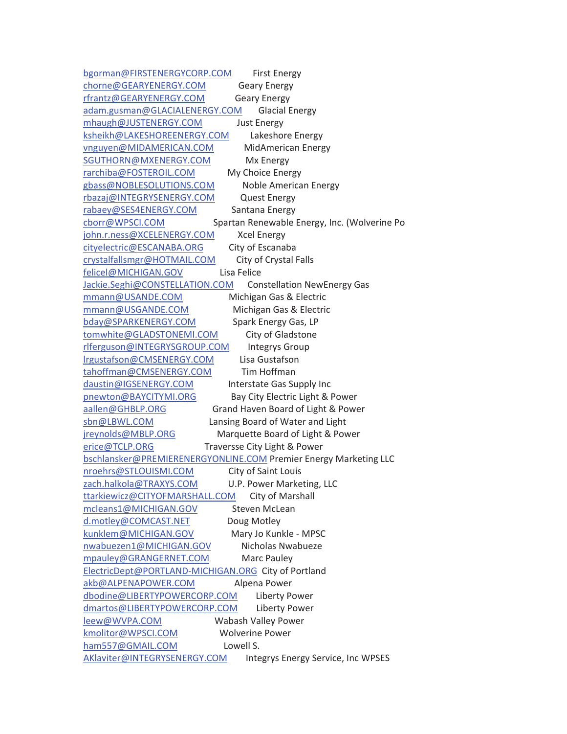| | |
|---|---|
| bgorman@FIRSTENERGYCORP.COM | First Energy |
| chorne@GEARYENERGY.COM | Geary Energy |
| rfrantz@GEARYENERGY.COM | Geary Energy |
| adam.gusman@GLACIALENERGY.COM | Glacial Energy |
| mhaugh@JUSTENERGY.COM | Just Energy |
| ksheikh@LAKESHOREENERGY.COM | Lakeshore Energy |
| vnguyen@MIDAMERICAN.COM | MidAmerican Energy |
| SGUTHORN@MXENERGY.COM | Mx Energy |
| rarchiba@FOSTEROIL.COM | My Choice Energy |
| gbass@NOBLESOLUTIONS.COM | Noble American Energy |
| rbazaj@INTEGRYSENERGY.COM | Quest Energy |
| rabaey@SES4ENERGY.COM | Santana Energy |
| cborr@WPSCI.COM | Spartan Renewable Energy, Inc. (Wolverine Po |
| john.r.ness@XCELENERGY.COM | Xcel Energy |
| cityelectric@ESCANABA.ORG | City of Escanaba |
| crystalfallsmgr@HOTMAIL.COM | City of Crystal Falls |
| felicel@MICHIGAN.GOV | Lisa Felice |
| Jackie.Seghi@CONSTELLATION.COM | Constellation NewEnergy Gas |
| mmann@USANDE.COM | Michigan Gas & Electric |
| mmann@USGANDE.COM | Michigan Gas & Electric |
| bday@SPARKENERGY.COM | Spark Energy Gas, LP |
| tomwhite@GLADSTONEMI.COM | City of Gladstone |
| rlferguson@INTEGRYSGROUP.COM | Integrys Group |
| lrgustafson@CMSENERGY.COM | Lisa Gustafson |
| tahoffman@CMSENERGY.COM | Tim Hoffman |
| daustin@IGSENERGY.COM | Interstate Gas Supply Inc |
| pnewton@BAYCITYMI.ORG | Bay City Electric Light & Power |
| aallen@GHBLP.ORG | Grand Haven Board of Light & Power |
| sbn@LBWL.COM | Lansing Board of Water and Light |
| jreynolds@MBLP.ORG | Marquette Board of Light & Power |
| erice@TCLP.ORG | Traversse City Light & Power |
| bschlansker@PREMIERENERGYONLINE.COM | Premier Energy Marketing LLC |
| nroehrs@STLOUISMI.COM | City of Saint Louis |
| zach.halkola@TRAXYS.COM | U.P. Power Marketing, LLC |
| ttarkiewicz@CITYOFMARSHALL.COM | City of Marshall |
| mcleans1@MICHIGAN.GOV | Steven McLean |
| d.motley@COMCAST.NET | Doug Motley |
| kunklem@MICHIGAN.GOV | Mary Jo Kunkle - MPSC |
| nwabuezen1@MICHIGAN.GOV | Nicholas Nwabueze |
| mpauley@GRANGERNET.COM | Marc Pauley |
| ElectricDept@PORTLAND-MICHIGAN.ORG | City of Portland |
| akb@ALPENAPOWER.COM | Alpena Power |
| dbodine@LIBERTYPOWERCORP.COM | Liberty Power |
| dmartos@LIBERTYPOWERCORP.COM | Liberty Power |
| leew@WVPA.COM | Wabash Valley Power |
| kmolitor@WPSCI.COM | Wolverine Power |
| ham557@GMAIL.COM | Lowell S. |
| AKlaviter@INTEGRYSENERGY.COM | Integrys Energy Service, Inc WPSES |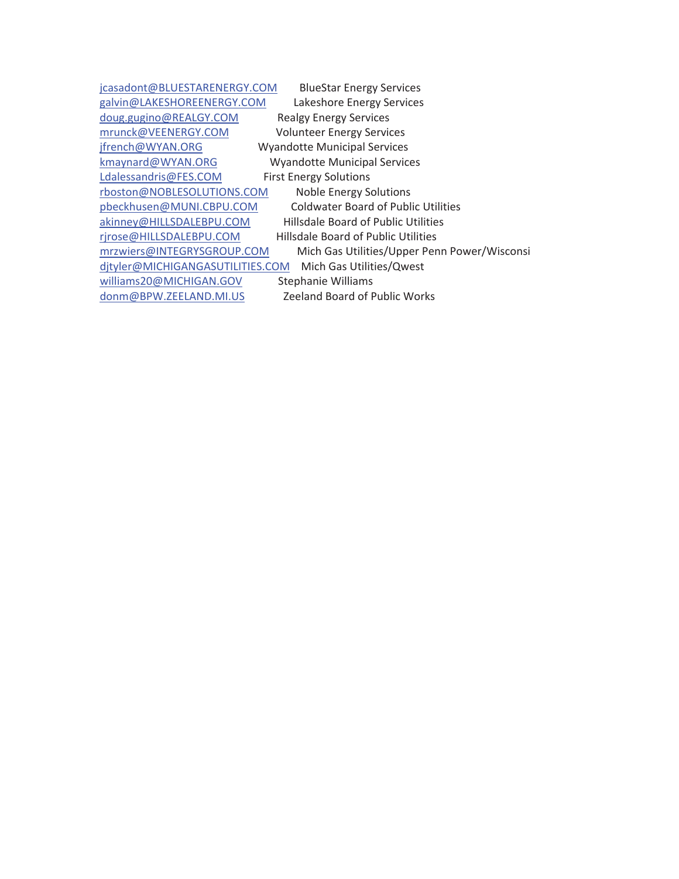| | |
|---|---|
| jcasadont@BLUESTARENERGY.COM | BlueStar Energy Services |
| galvin@LAKESHOREENERGY.COM | Lakeshore Energy Services |
| doug.gugino@REALGY.COM | Realgy Energy Services |
| mrunck@VEENERGY.COM | Volunteer Energy Services |
| jfrench@WYAN.ORG | Wyandotte Municipal Services |
| kmaynard@WYAN.ORG | Wyandotte Municipal Services |
| Ldalessandris@FES.COM | First Energy Solutions |
| rboston@NOBLESOLUTIONS.COM | Noble Energy Solutions |
| pbeckhusen@MUNI.CBPU.COM | Coldwater Board of Public Utilities |
| akinney@HILLSDALEBPU.COM | Hillsdale Board of Public Utilities |
| rjrose@HILLSDALEBPU.COM | Hillsdale Board of Public Utilities |
| mrzwiers@INTEGRYSGROUP.COM | Mich Gas Utilities/Upper Penn Power/Wisconsi |
| djtyler@MICHIGANGASUTILITIES.COM | Mich Gas Utilities/Qwest |
| williams20@MICHIGAN.GOV | Stephanie Williams |
| donm@BPW.ZEELAND.MI.US | Zeeland Board of Public Works |